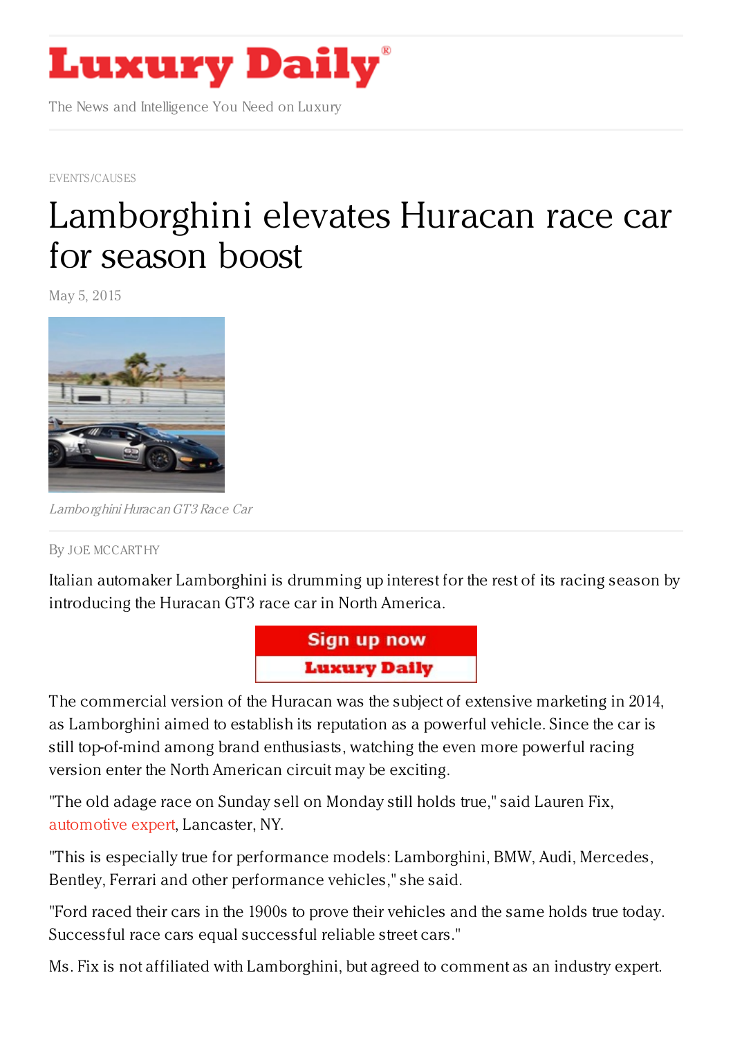# Luxury Daily

The News and Intelligence You Need on Luxury

EVENTS/CAUSES

# Lamborghini elevates Huracan race car for season boost

May 5, 2015

*Lamborghini Huracan GT3 Race Car*

By JOE MCCARTHY

Italian automaker Lamborghini is drumming up interest for the rest of its racing season by introducing the Huracan GT3 race car in North America.

The commercial version of the Huracan was the subject of extensive marketing in 2014, as Lamborghini aimed to establish its reputation as a powerful vehicle. Since the car is still top-of-mind among brand enthusiasts, watching the even more powerful racing version enter the North American circuit may be exciting.

"The old adage race on Sunday sell on Monday still holds true," said Lauren Fix, automotive expert, Lancaster, NY.

"This is especially true for performance models: Lamborghini, BMW, Audi, Mercedes, Bentley, Ferrari and other performance vehicles," she said.

"Ford raced their cars in the 1900s to prove their vehicles and the same holds true today. Successful race cars equal successful reliable street cars."

Ms. Fix is not affiliated with Lamborghini, but agreed to comment as an industry expert.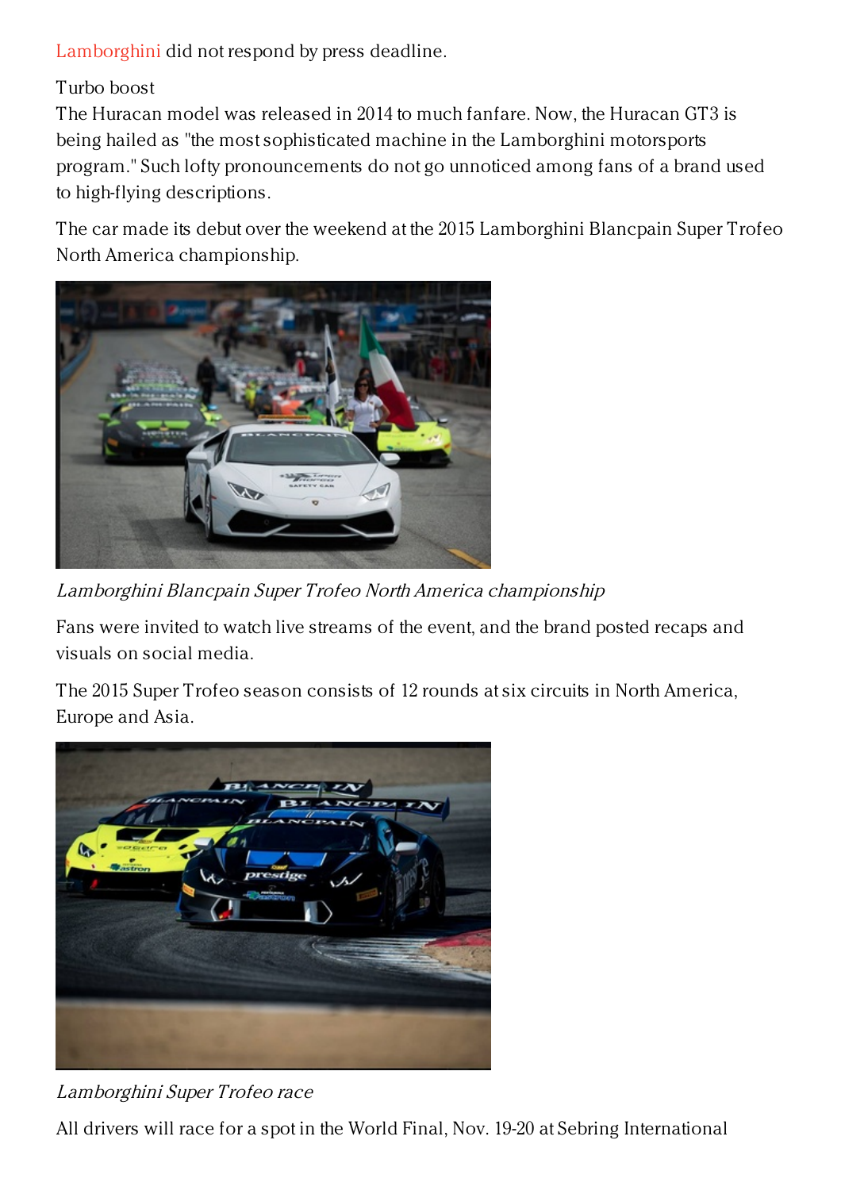Lamborghini did not respond by press deadline.

## Turbo boost

The Huracan model was released in 2014 to much fanfare. Now, the Huracan GT3 is being hailed as "the most sophisticated machine in the Lamborghini motorsports program." Such lofty pronouncements do not go unnoticed among fans of a brand used to high-flying descriptions.

The car made its debut over the weekend at the 2015 Lamborghini Blancpain Super Trofeo North America championship.

*Lamborghini Blancpain Super Trofeo North America championship*

Fans were invited to watch live streams of the event, and the brand posted recaps and visuals on social media.

The 2015 Super Trofeo season consists of 12 rounds at six circuits in North America, Europe and Asia.

*Lamborghini Super Trofeo race*

All drivers will race for a spot in the World Final, Nov. 19-20 at Sebring International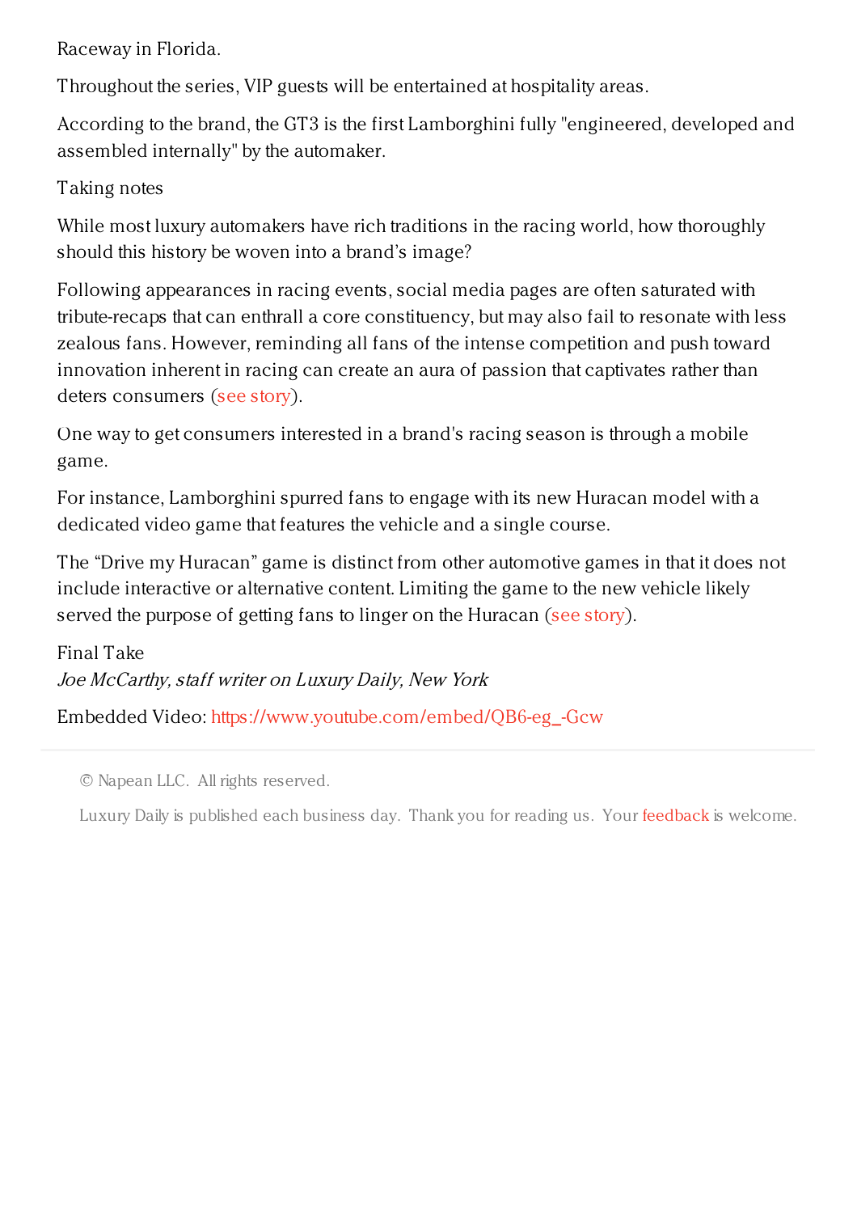Raceway in Florida.

Throughout the series, VIP guests will be entertained at hospitality areas.

According to the brand, the GT3 is the first Lamborghini fully "engineered, developed and assembled internally" by the automaker.

## Taking notes

While most luxury automakers have rich traditions in the racing world, how thoroughly should this history be woven into a brand's image?

Following appearances in racing events, social media pages are often saturated with tribute-recaps that can enthrall a core constituency, but may also fail to resonate with less zealous fans. However, reminding all fans of the intense competition and push toward innovation inherent in racing can create an aura of passion that captivates rather than deters consumers (see story).

One way to get consumers interested in a brand's racing season is through a mobile game.

For instance, Lamborghini spurred fans to engage with its new Huracan model with a dedicated video game that features the vehicle and a single course.

The "Drive my Huracan" game is distinct from other automotive games in that it does not include interactive or alternative content. Limiting the game to the new vehicle likely served the purpose of getting fans to linger on the Huracan (see story).

Final Take
*Joe McCarthy, staff writer on Luxury Daily, New York*

Embedded Video: https://www.youtube.com/embed/QB6-eg_-Gcw

© Napean LLC. All rights reserved.

Luxury Daily is published each business day. Thank you for reading us. Your feedback is welcome.